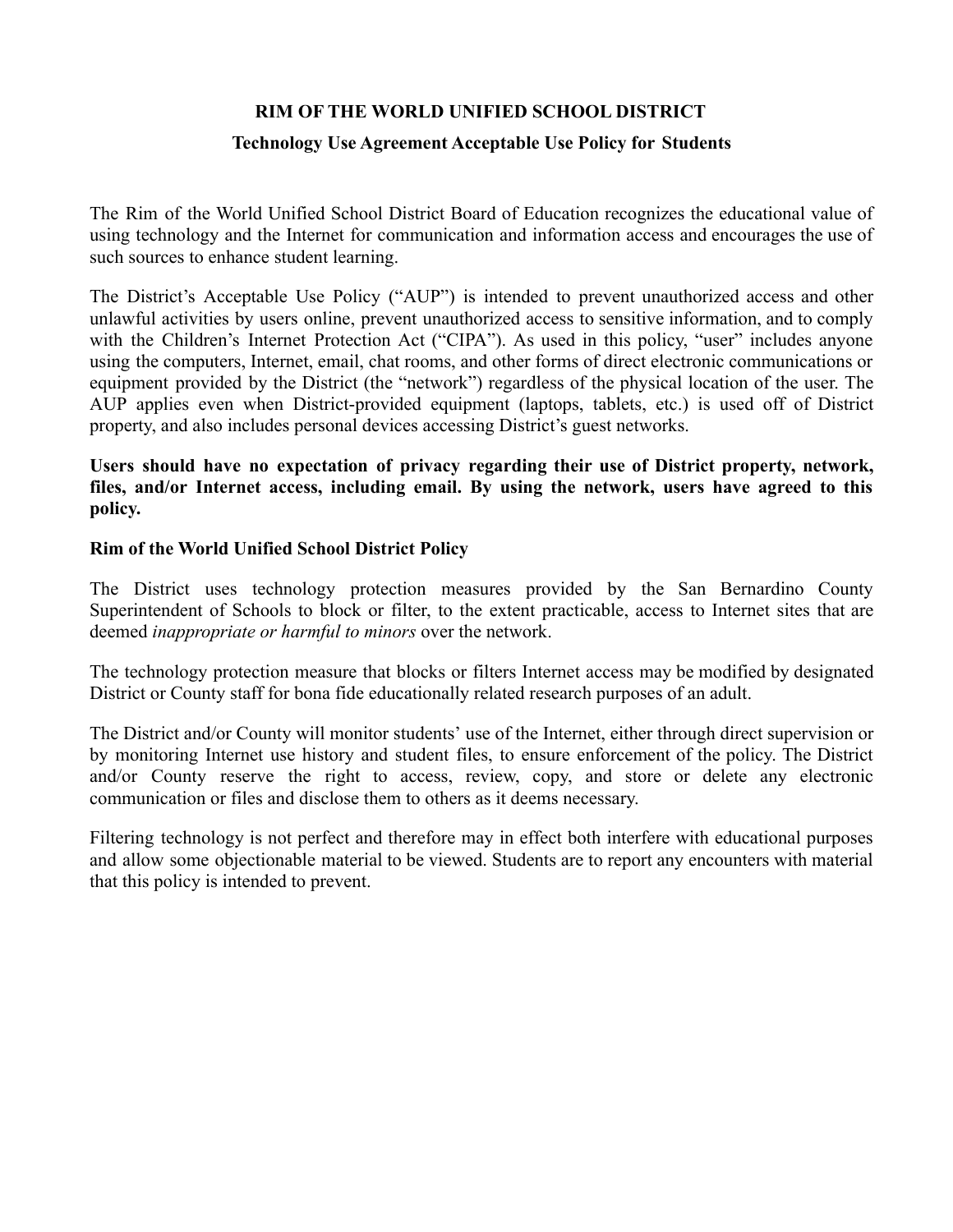# RIM OF THE WORLD UNIFIED SCHOOL DISTRICT

## Technology Use Agreement Acceptable Use Policy for Students

The Rim of the World Unified School District Board of Education recognizes the educational value of using technology and the Internet for communication and information access and encourages the use of such sources to enhance student learning.

The District's Acceptable Use Policy ("AUP") is intended to prevent unauthorized access and other unlawful activities by users online, prevent unauthorized access to sensitive information, and to comply with the Children's Internet Protection Act ("CIPA"). As used in this policy, "user" includes anyone using the computers, Internet, email, chat rooms, and other forms of direct electronic communications or equipment provided by the District (the "network") regardless of the physical location of the user. The AUP applies even when District-provided equipment (laptops, tablets, etc.) is used off of District property, and also includes personal devices accessing District's guest networks.

**Users should have no expectation of privacy regarding their use of District property, network, files, and/or Internet access, including email. By using the network, users have agreed to this policy.**

**Rim of the World Unified School District Policy**

The District uses technology protection measures provided by the San Bernardino County Superintendent of Schools to block or filter, to the extent practicable, access to Internet sites that are deemed *inappropriate or harmful to minors* over the network.

The technology protection measure that blocks or filters Internet access may be modified by designated District or County staff for bona fide educationally related research purposes of an adult.

The District and/or County will monitor students' use of the Internet, either through direct supervision or by monitoring Internet use history and student files, to ensure enforcement of the policy. The District and/or County reserve the right to access, review, copy, and store or delete any electronic communication or files and disclose them to others as it deems necessary.

Filtering technology is not perfect and therefore may in effect both interfere with educational purposes and allow some objectionable material to be viewed. Students are to report any encounters with material that this policy is intended to prevent.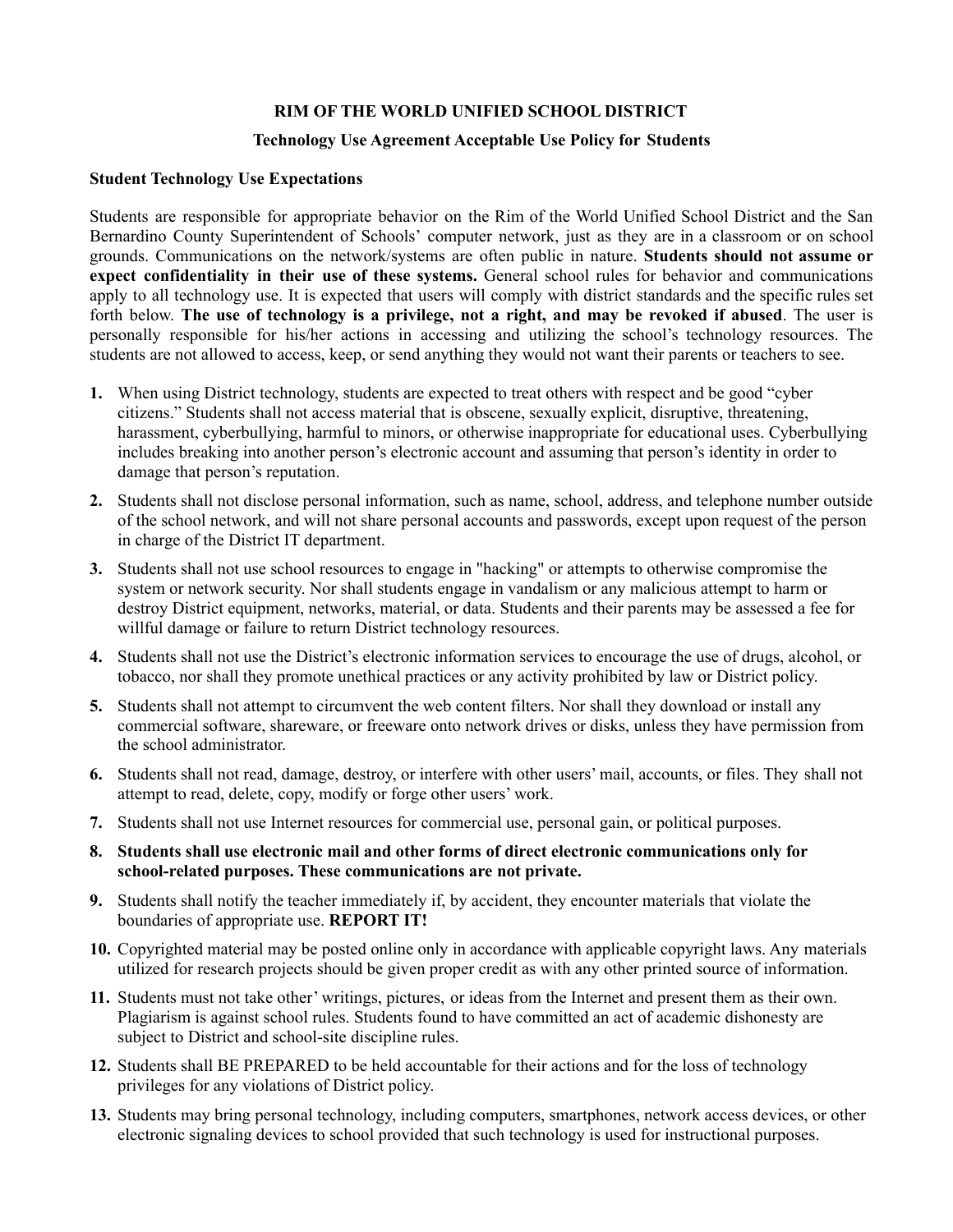# RIM OF THE WORLD UNIFIED SCHOOL DISTRICT

## Technology Use Agreement Acceptable Use Policy for Students

### Student Technology Use Expectations

Students are responsible for appropriate behavior on the Rim of the World Unified School District and the San Bernardino County Superintendent of Schools' computer network, just as they are in a classroom or on school grounds. Communications on the network/systems are often public in nature. **Students should not assume or expect confidentiality in their use of these systems.** General school rules for behavior and communications apply to all technology use. It is expected that users will comply with district standards and the specific rules set forth below. **The use of technology is a privilege, not a right, and may be revoked if abused**. The user is personally responsible for his/her actions in accessing and utilizing the school's technology resources. The students are not allowed to access, keep, or send anything they would not want their parents or teachers to see.

1. When using District technology, students are expected to treat others with respect and be good "cyber citizens." Students shall not access material that is obscene, sexually explicit, disruptive, threatening, harassment, cyberbullying, harmful to minors, or otherwise inappropriate for educational uses. Cyberbullying includes breaking into another person's electronic account and assuming that person's identity in order to damage that person's reputation.
2. Students shall not disclose personal information, such as name, school, address, and telephone number outside of the school network, and will not share personal accounts and passwords, except upon request of the person in charge of the District IT department.
3. Students shall not use school resources to engage in "hacking" or attempts to otherwise compromise the system or network security. Nor shall students engage in vandalism or any malicious attempt to harm or destroy District equipment, networks, material, or data. Students and their parents may be assessed a fee for willful damage or failure to return District technology resources.
4. Students shall not use the District's electronic information services to encourage the use of drugs, alcohol, or tobacco, nor shall they promote unethical practices or any activity prohibited by law or District policy.
5. Students shall not attempt to circumvent the web content filters. Nor shall they download or install any commercial software, shareware, or freeware onto network drives or disks, unless they have permission from the school administrator.
6. Students shall not read, damage, destroy, or interfere with other users' mail, accounts, or files. They shall not attempt to read, delete, copy, modify or forge other users' work.
7. Students shall not use Internet resources for commercial use, personal gain, or political purposes.
8. **Students shall use electronic mail and other forms of direct electronic communications only for school-related purposes. These communications are not private.**
9. Students shall notify the teacher immediately if, by accident, they encounter materials that violate the boundaries of appropriate use. **REPORT IT!**
10. Copyrighted material may be posted online only in accordance with applicable copyright laws. Any materials utilized for research projects should be given proper credit as with any other printed source of information.
11. Students must not take other' writings, pictures, or ideas from the Internet and present them as their own. Plagiarism is against school rules. Students found to have committed an act of academic dishonesty are subject to District and school-site discipline rules.
12. Students shall BE PREPARED to be held accountable for their actions and for the loss of technology privileges for any violations of District policy.
13. Students may bring personal technology, including computers, smartphones, network access devices, or other electronic signaling devices to school provided that such technology is used for instructional purposes.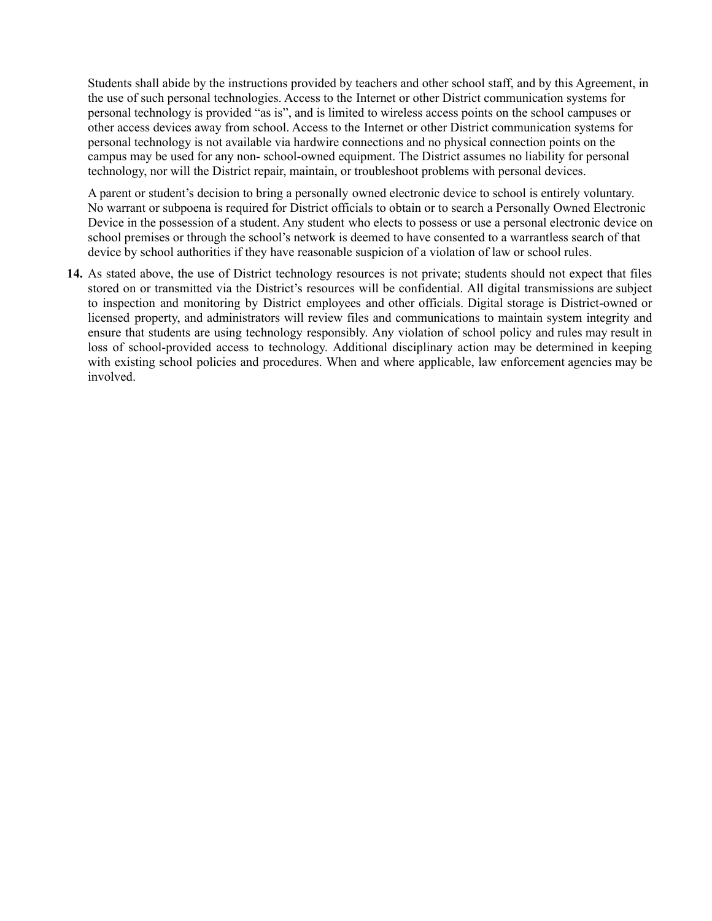Students shall abide by the instructions provided by teachers and other school staff, and by this Agreement, in the use of such personal technologies. Access to the Internet or other District communication systems for personal technology is provided "as is", and is limited to wireless access points on the school campuses or other access devices away from school. Access to the Internet or other District communication systems for personal technology is not available via hardwire connections and no physical connection points on the campus may be used for any non- school-owned equipment. The District assumes no liability for personal technology, nor will the District repair, maintain, or troubleshoot problems with personal devices.

A parent or student's decision to bring a personally owned electronic device to school is entirely voluntary. No warrant or subpoena is required for District officials to obtain or to search a Personally Owned Electronic Device in the possession of a student. Any student who elects to possess or use a personal electronic device on school premises or through the school's network is deemed to have consented to a warrantless search of that device by school authorities if they have reasonable suspicion of a violation of law or school rules.

14. As stated above, the use of District technology resources is not private; students should not expect that files stored on or transmitted via the District's resources will be confidential. All digital transmissions are subject to inspection and monitoring by District employees and other officials. Digital storage is District-owned or licensed property, and administrators will review files and communications to maintain system integrity and ensure that students are using technology responsibly. Any violation of school policy and rules may result in loss of school-provided access to technology. Additional disciplinary action may be determined in keeping with existing school policies and procedures. When and where applicable, law enforcement agencies may be involved.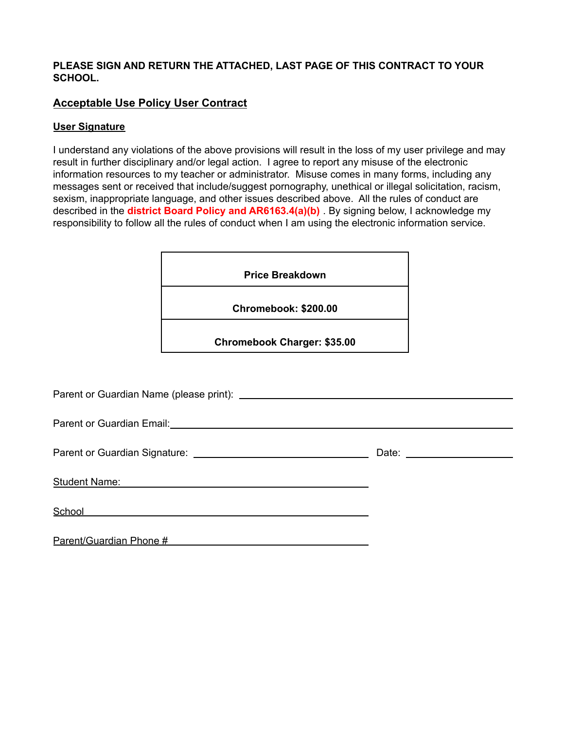**PLEASE SIGN AND RETURN THE ATTACHED, LAST PAGE OF THIS CONTRACT TO YOUR SCHOOL.**

## Acceptable Use Policy User Contract

### User Signature

I understand any violations of the above provisions will result in the loss of my user privilege and may result in further disciplinary and/or legal action. I agree to report any misuse of the electronic information resources to my teacher or administrator. Misuse comes in many forms, including any messages sent or received that include/suggest pornography, unethical or illegal solicitation, racism, sexism, inappropriate language, and other issues described above. All the rules of conduct are described in the **district Board Policy and AR6163.4(a)(b)** . By signing below, I acknowledge my responsibility to follow all the rules of conduct when I am using the electronic information service.

| Price Breakdown |
| --- |
| Chromebook: $200.00 |
| Chromebook Charger: $35.00 |

Parent or Guardian Name (please print): ______________________________

Parent or Guardian Email: ______________________________

Parent or Guardian Signature: ______________________ Date: ____________

Student Name: ______________________________

School ______________________________

Parent/Guardian Phone # ______________________________